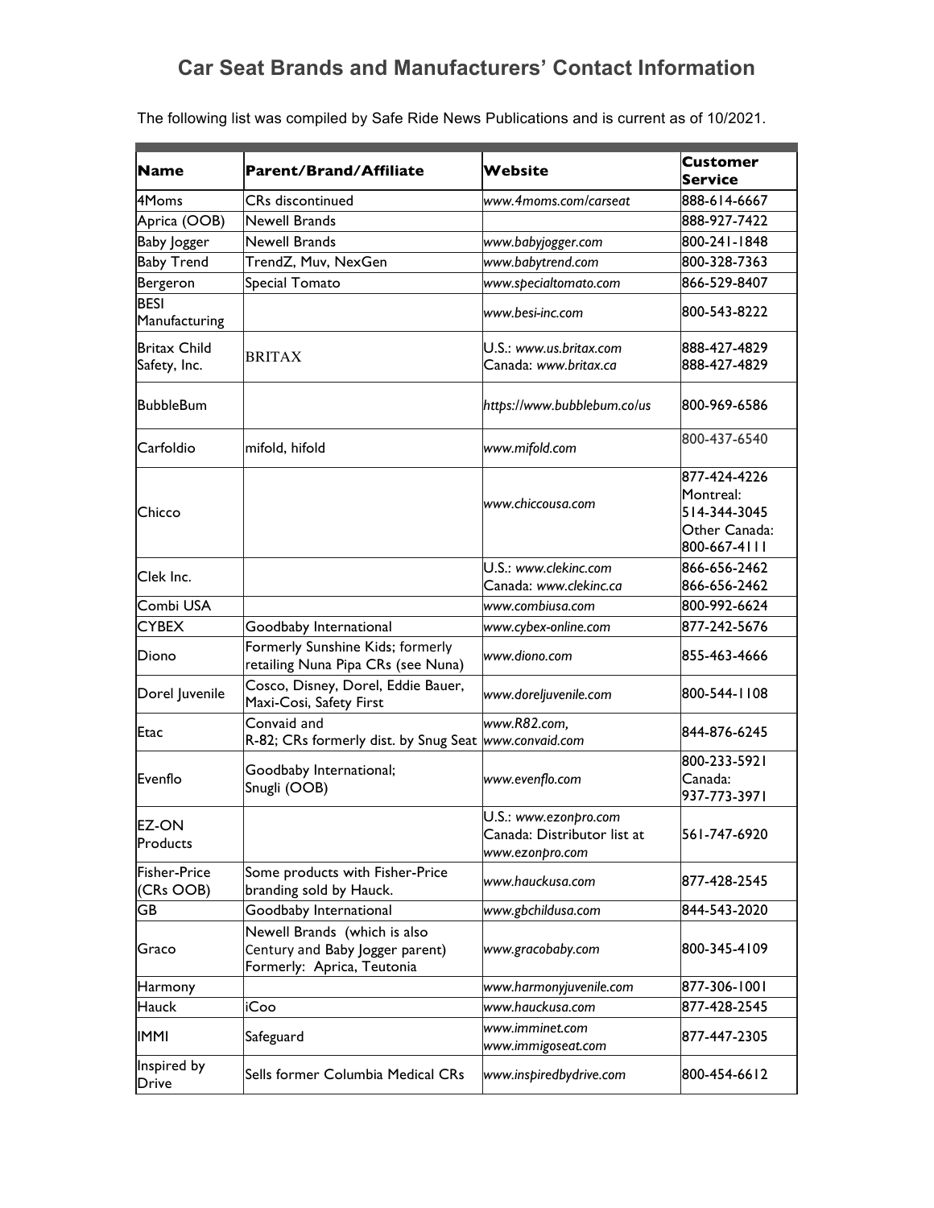# Car Seat Brands and Manufacturers' Contact Information

The following list was compiled by Safe Ride News Publications and is current as of 10/2021.

| Name | Parent/Brand/Affiliate | Website | Customer Service |
|---|---|---|---|
| 4Moms | CRs discontinued | *www.4moms.com/carseat* | 888-614-6667 |
| Aprica (OOB) | Newell Brands | | 888-927-7422 |
| Baby Jogger | Newell Brands | *www.babyjogger.com* | 800-241-1848 |
| Baby Trend | TrendZ, Muv, NexGen | *www.babytrend.com* | 800-328-7363 |
| Bergeron | Special Tomato | *www.specialtomato.com* | 866-529-8407 |
| BESI Manufacturing | | *www.besi-inc.com* | 800-543-8222 |
| Britax Child Safety, Inc. | BRITAX | U.S.: *www.us.britax.com*<br>Canada: *www.britax.ca* | 888-427-4829<br>888-427-4829 |
| BubbleBum | | *https://www.bubblebum.co/us* | 800-969-6586 |
| Carfoldio | mifold, hifold | *www.mifold.com* | 800-437-6540 |
| Chicco | | *www.chiccousa.com* | 877-424-4226<br>Montreal: 514-344-3045<br>Other Canada: 800-667-4111 |
| Clek Inc. | | U.S.: *www.clekinc.com*<br>Canada: *www.clekinc.ca* | 866-656-2462<br>866-656-2462 |
| Combi USA | | *www.combiusa.com* | 800-992-6624 |
| CYBEX | Goodbaby International | *www.cybex-online.com* | 877-242-5676 |
| Diono | Formerly Sunshine Kids; formerly retailing Nuna Pipa CRs (see Nuna) | *www.diono.com* | 855-463-4666 |
| Dorel Juvenile | Cosco, Disney, Dorel, Eddie Bauer, Maxi-Cosi, Safety First | *www.doreljuvenile.com* | 800-544-1108 |
| Etac | Convaid and R-82; CRs formerly dist. by Snug Seat | *www.R82.com, www.convaid.com* | 844-876-6245 |
| Evenflo | Goodbaby International; Snugli (OOB) | *www.evenflo.com* | 800-233-5921<br>Canada: 937-773-3971 |
| EZ-ON Products | | U.S.: *www.ezonpro.com*<br>Canada: Distributor list at *www.ezonpro.com* | 561-747-6920 |
| Fisher-Price (CRs OOB) | Some products with Fisher-Price branding sold by Hauck. | *www.hauckusa.com* | 877-428-2545 |
| GB | Goodbaby International | *www.gbchildusa.com* | 844-543-2020 |
| Graco | Newell Brands (which is also Century and Baby Jogger parent) Formerly: Aprica, Teutonia | *www.gracobaby.com* | 800-345-4109 |
| Harmony | | *www.harmonyjuvenile.com* | 877-306-1001 |
| Hauck | iCoo | *www.hauckusa.com* | 877-428-2545 |
| IMMI | Safeguard | *www.imminet.com*<br>*www.immigoseat.com* | 877-447-2305 |
| Inspired by Drive | Sells former Columbia Medical CRs | *www.inspiredbydrive.com* | 800-454-6612 |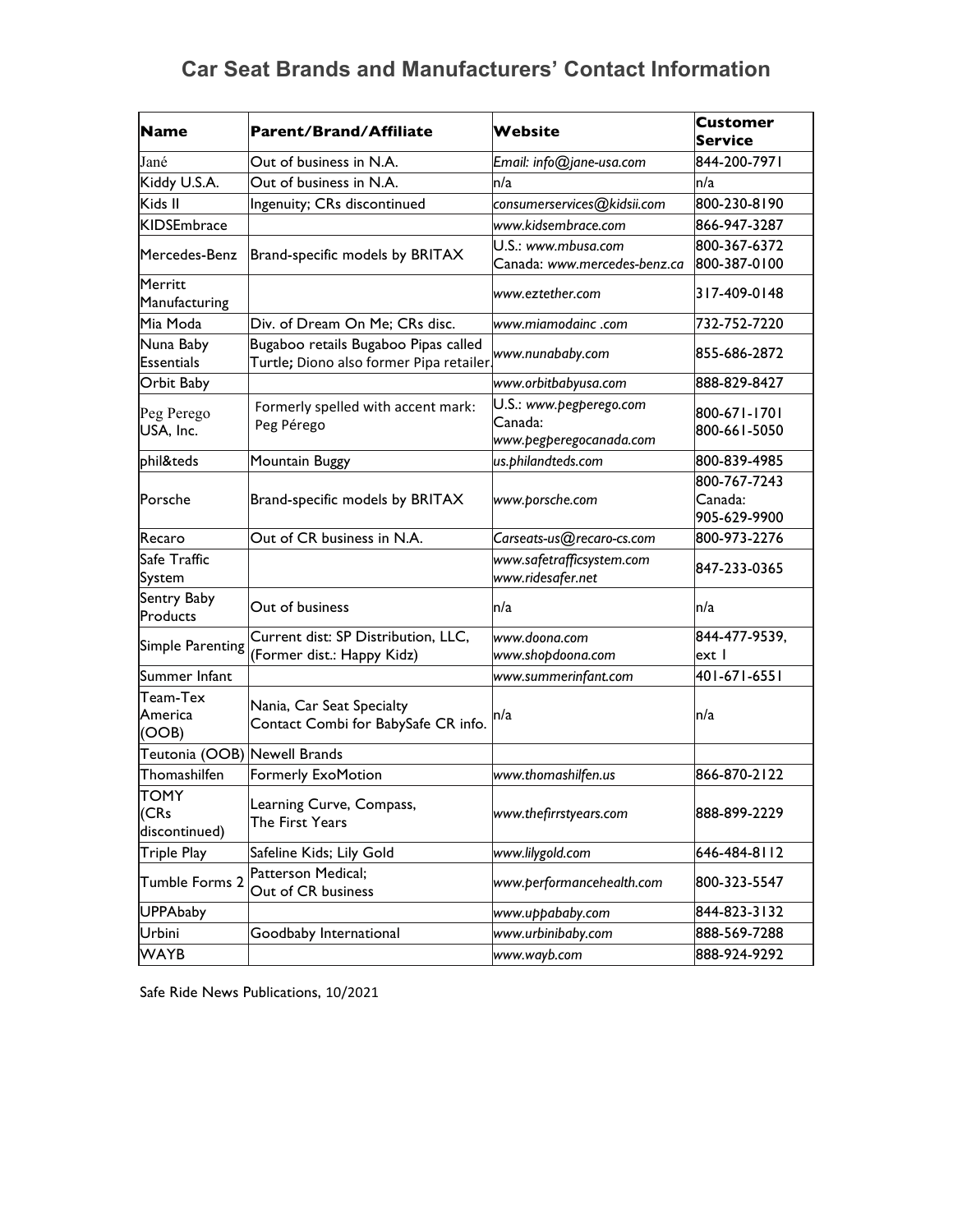# Car Seat Brands and Manufacturers' Contact Information

| Name | Parent/Brand/Affiliate | Website | Customer Service |
|---|---|---|---|
| Jané | Out of business in N.A. | *Email: info@jane-usa.com* | 844-200-7971 |
| Kiddy U.S.A. | Out of business in N.A. | n/a | n/a |
| Kids II | Ingenuity; CRs discontinued | *consumerservices@kidsii.com* | 800-230-8190 |
| KIDSEmbrace | | *www.kidsembrace.com* | 866-947-3287 |
| Mercedes-Benz | Brand-specific models by BRITAX | U.S.: *www.mbusa.com*<br>Canada: *www.mercedes-benz.ca* | 800-367-6372<br>800-387-0100 |
| Merritt Manufacturing | | *www.eztether.com* | 317-409-0148 |
| Mia Moda | Div. of Dream On Me; CRs disc. | *www.miamodainc .com* | 732-752-7220 |
| Nuna Baby Essentials | Bugaboo retails Bugaboo Pipas called Turtle; Diono also former Pipa retailer. | *www.nunababy.com* | 855-686-2872 |
| Orbit Baby | | *www.orbitbabyusa.com* | 888-829-8427 |
| Peg Perego USA, Inc. | Formerly spelled with accent mark: Peg Pérego | U.S.: *www.pegperego.com*<br>Canada: *www.pegperegocanada.com* | 800-671-1701<br>800-661-5050 |
| phil&teds | Mountain Buggy | *us.philandteds.com* | 800-839-4985 |
| Porsche | Brand-specific models by BRITAX | *www.porsche.com* | 800-767-7243<br>Canada:<br>905-629-9900 |
| Recaro | Out of CR business in N.A. | *Carseats-us@recaro-cs.com* | 800-973-2276 |
| Safe Traffic System | | *www.safetrafficsystem.com*<br>*www.ridesafer.net* | 847-233-0365 |
| Sentry Baby Products | Out of business | n/a | n/a |
| Simple Parenting | Current dist: SP Distribution, LLC, (Former dist.: Happy Kidz) | *www.doona.com*<br>*www.shopdoona.com* | 844-477-9539, ext 1 |
| Summer Infant | | *www.summerinfant.com* | 401-671-6551 |
| Team-Tex America (OOB) | Nania, Car Seat Specialty<br>Contact Combi for BabySafe CR info. | n/a | n/a |
| Teutonia (OOB) | Newell Brands | | |
| Thomashilfen | Formerly ExoMotion | *www.thomashilfen.us* | 866-870-2122 |
| TOMY (CRs discontinued) | Learning Curve, Compass, The First Years | *www.thefirrstyears.com* | 888-899-2229 |
| Triple Play | Safeline Kids; Lily Gold | *www.lilygold.com* | 646-484-8112 |
| Tumble Forms 2 | Patterson Medical;<br>Out of CR business | *www.performancehealth.com* | 800-323-5547 |
| UPPAbaby | | *www.uppababy.com* | 844-823-3132 |
| Urbini | Goodbaby International | *www.urbinibaby.com* | 888-569-7288 |
| WAYB | | *www.wayb.com* | 888-924-9292 |

Safe Ride News Publications, 10/2021